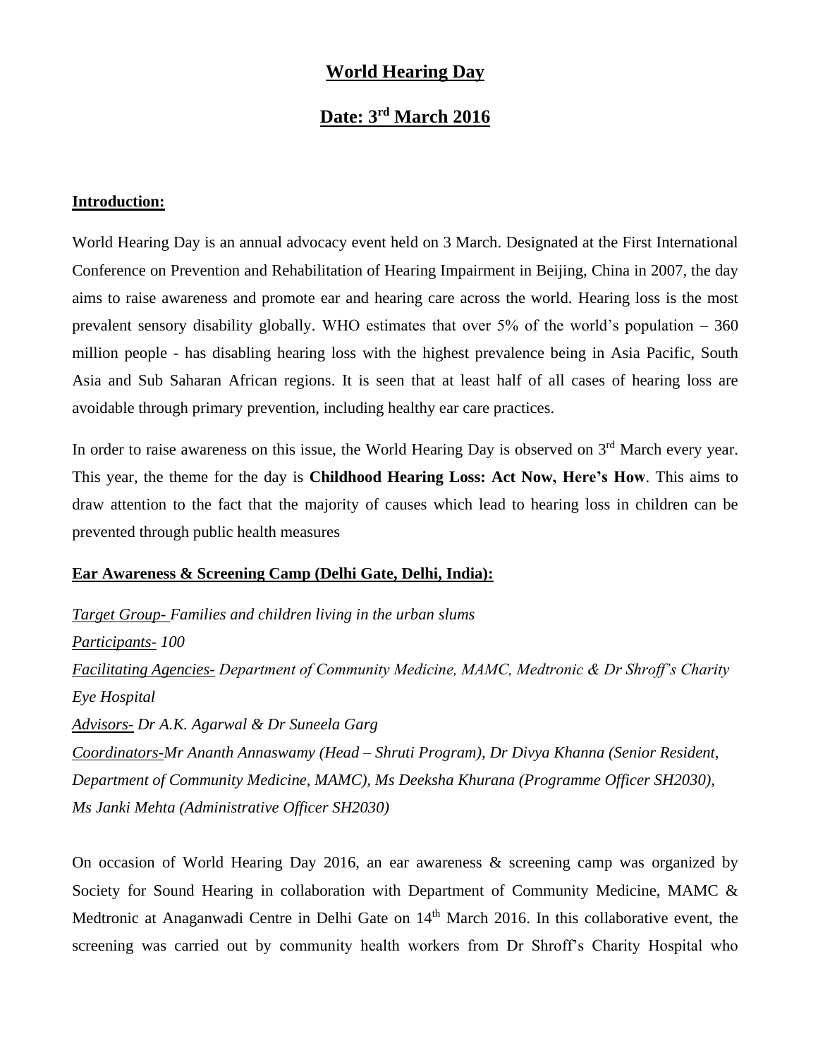# World Hearing Day

## Date: 3rd March 2016

**Introduction:**

World Hearing Day is an annual advocacy event held on 3 March. Designated at the First International Conference on Prevention and Rehabilitation of Hearing Impairment in Beijing, China in 2007, the day aims to raise awareness and promote ear and hearing care across the world. Hearing loss is the most prevalent sensory disability globally. WHO estimates that over 5% of the world's population – 360 million people - has disabling hearing loss with the highest prevalence being in Asia Pacific, South Asia and Sub Saharan African regions. It is seen that at least half of all cases of hearing loss are avoidable through primary prevention, including healthy ear care practices.

In order to raise awareness on this issue, the World Hearing Day is observed on 3rd March every year. This year, the theme for the day is **Childhood Hearing Loss: Act Now, Here's How**. This aims to draw attention to the fact that the majority of causes which lead to hearing loss in children can be prevented through public health measures

**Ear Awareness & Screening Camp (Delhi Gate, Delhi, India):**

*Target Group- Families and children living in the urban slums*
*Participants- 100*
*Facilitating Agencies- Department of Community Medicine, MAMC, Medtronic & Dr Shroff's Charity Eye Hospital*
*Advisors- Dr A.K. Agarwal & Dr Suneela Garg*
*Coordinators-Mr Ananth Annaswamy (Head – Shruti Program), Dr Divya Khanna (Senior Resident, Department of Community Medicine, MAMC), Ms Deeksha Khurana (Programme Officer SH2030), Ms Janki Mehta (Administrative Officer SH2030)*

On occasion of World Hearing Day 2016, an ear awareness & screening camp was organized by Society for Sound Hearing in collaboration with Department of Community Medicine, MAMC & Medtronic at Anaganwadi Centre in Delhi Gate on 14th March 2016. In this collaborative event, the screening was carried out by community health workers from Dr Shroff's Charity Hospital who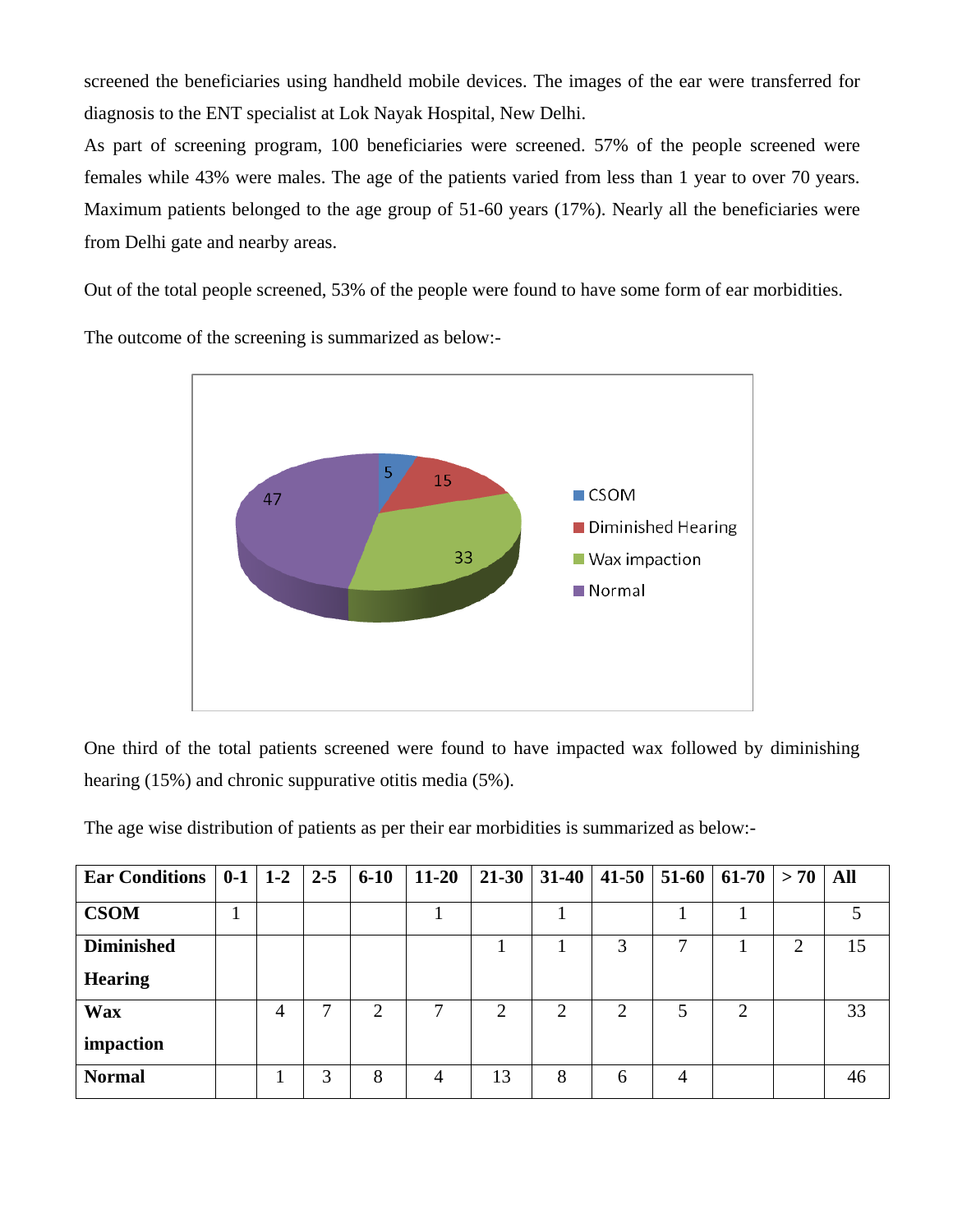screened the beneficiaries using handheld mobile devices. The images of the ear were transferred for diagnosis to the ENT specialist at Lok Nayak Hospital, New Delhi.

As part of screening program, 100 beneficiaries were screened. 57% of the people screened were females while 43% were males. The age of the patients varied from less than 1 year to over 70 years. Maximum patients belonged to the age group of 51-60 years (17%). Nearly all the beneficiaries were from Delhi gate and nearby areas.

Out of the total people screened, 53% of the people were found to have some form of ear morbidities.

The outcome of the screening is summarized as below:-

One third of the total patients screened were found to have impacted wax followed by diminishing hearing (15%) and chronic suppurative otitis media (5%).

The age wise distribution of patients as per their ear morbidities is summarized as below:-

| Ear Conditions | 0-1 | 1-2 | 2-5 | 6-10 | 11-20 | 21-30 | 31-40 | 41-50 | 51-60 | 61-70 | > 70 | All |
|---|---|---|---|---|---|---|---|---|---|---|---|---|
| **CSOM** | 1 | | | | 1 | | 1 | | 1 | 1 | | 5 |
| **Diminished Hearing** | | | | | | 1 | 1 | 3 | 7 | 1 | 2 | 15 |
| **Wax impaction** | | 4 | 7 | 2 | 7 | 2 | 2 | 2 | 5 | 2 | | 33 |
| **Normal** | | 1 | 3 | 8 | 4 | 13 | 8 | 6 | 4 | | | 46 |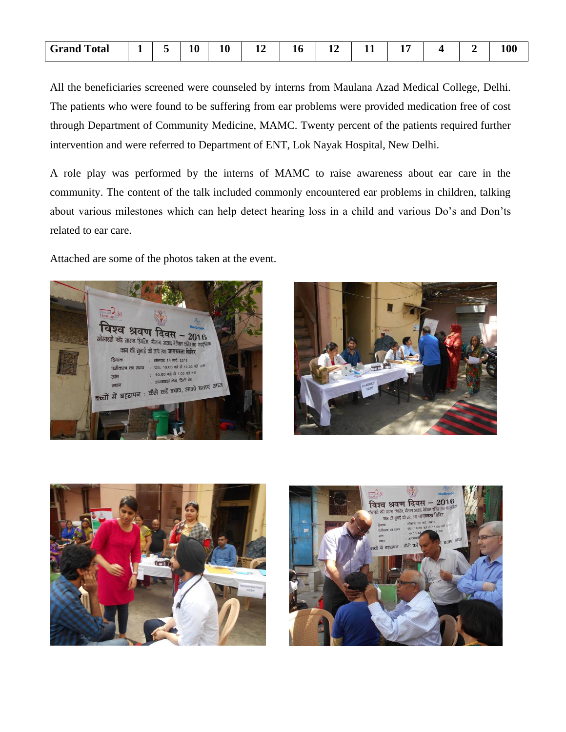| Grand Total | 1 | 5 | 10 | 10 | 12 | 16 | 12 | 11 | 17 | 4 | 2 | 100 |
|---|---|---|---|---|---|---|---|---|---|---|---|---|

All the beneficiaries screened were counseled by interns from Maulana Azad Medical College, Delhi. The patients who were found to be suffering from ear problems were provided medication free of cost through Department of Community Medicine, MAMC. Twenty percent of the patients required further intervention and were referred to Department of ENT, Lok Nayak Hospital, New Delhi.

A role play was performed by the interns of MAMC to raise awareness about ear care in the community. The content of the talk included commonly encountered ear problems in children, talking about various milestones which can help detect hearing loss in a child and various Do's and Don'ts related to ear care.

Attached are some of the photos taken at the event.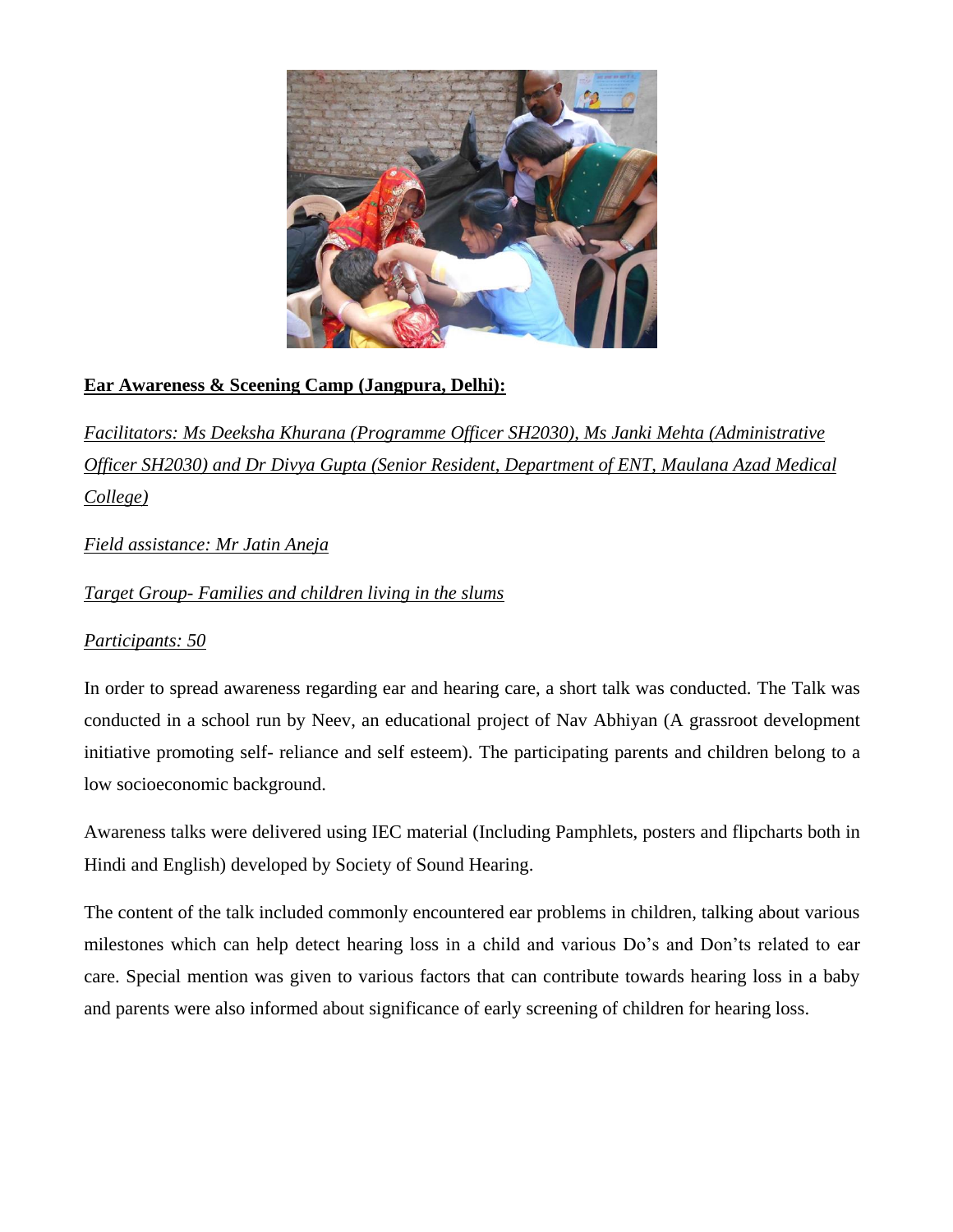**Ear Awareness & Sceening Camp (Jangpura, Delhi):**

*Facilitators: Ms Deeksha Khurana (Programme Officer SH2030), Ms Janki Mehta (Administrative Officer SH2030) and Dr Divya Gupta (Senior Resident, Department of ENT, Maulana Azad Medical College)*

*Field assistance: Mr Jatin Aneja*

*Target Group- Families and children living in the slums*

*Participants: 50*

In order to spread awareness regarding ear and hearing care, a short talk was conducted. The Talk was conducted in a school run by Neev, an educational project of Nav Abhiyan (A grassroot development initiative promoting self- reliance and self esteem). The participating parents and children belong to a low socioeconomic background.

Awareness talks were delivered using IEC material (Including Pamphlets, posters and flipcharts both in Hindi and English) developed by Society of Sound Hearing.

The content of the talk included commonly encountered ear problems in children, talking about various milestones which can help detect hearing loss in a child and various Do's and Don'ts related to ear care. Special mention was given to various factors that can contribute towards hearing loss in a baby and parents were also informed about significance of early screening of children for hearing loss.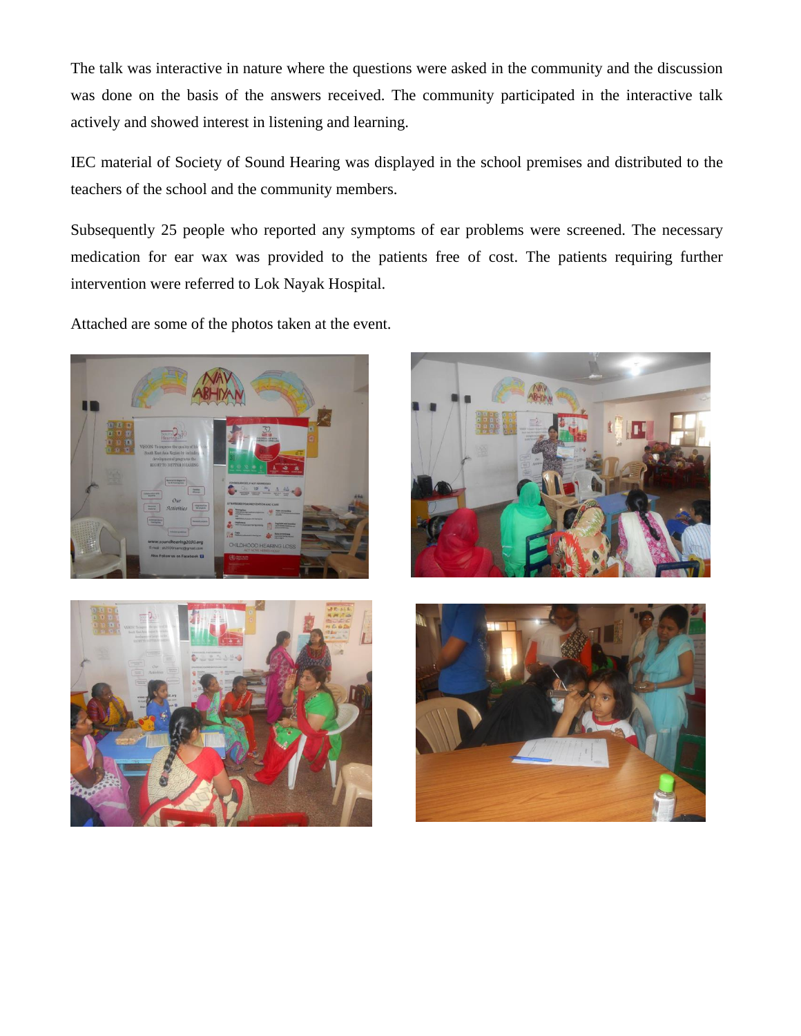The talk was interactive in nature where the questions were asked in the community and the discussion was done on the basis of the answers received. The community participated in the interactive talk actively and showed interest in listening and learning.

IEC material of Society of Sound Hearing was displayed in the school premises and distributed to the teachers of the school and the community members.

Subsequently 25 people who reported any symptoms of ear problems were screened. The necessary medication for ear wax was provided to the patients free of cost. The patients requiring further intervention were referred to Lok Nayak Hospital.

Attached are some of the photos taken at the event.